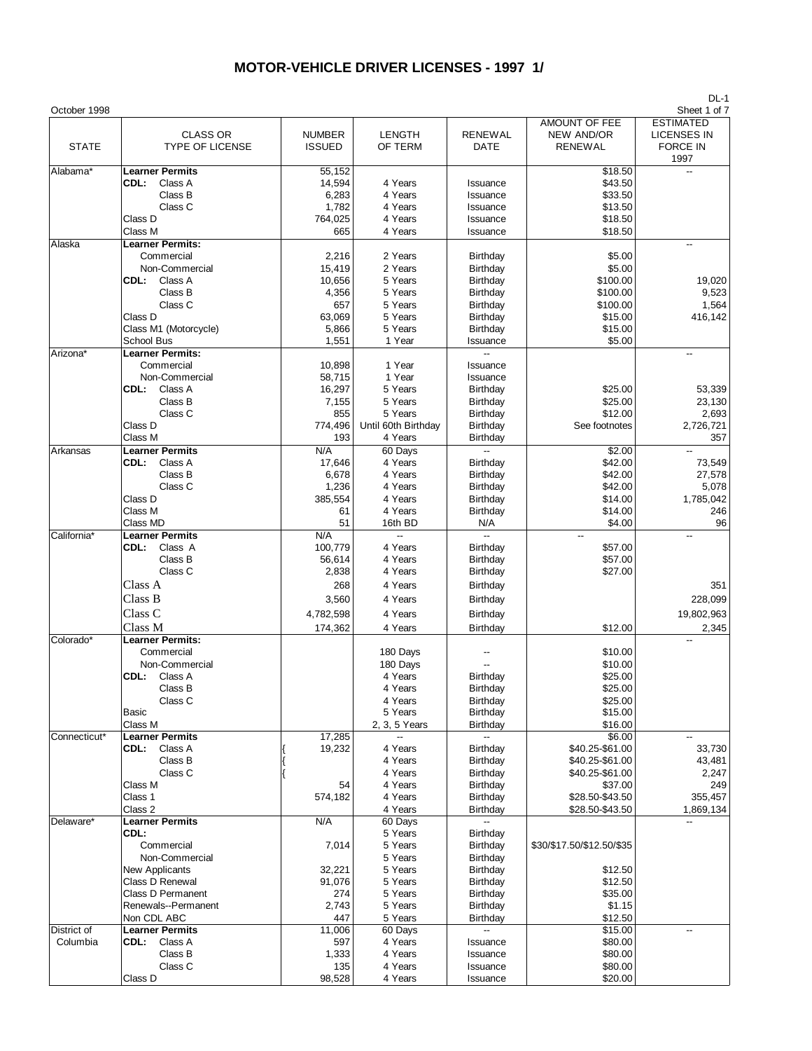# MOTOR-VEHICLE DRIVER LICENSES - 1997 1/

October 1998

DL-1

| STATE | CLASS OR TYPE OF LICENSE | NUMBER ISSUED | LENGTH OF TERM | RENEWAL DATE | AMOUNT OF FEE NEW AND/OR RENEWAL | ESTIMATED LICENSES IN FORCE IN 1997 |
|---|---|---|---|---|---|---|
| Alabama* | **Learner Permits** | 55,152 | | | $18.50 | -- |
| | **CDL:** Class A | 14,594 | 4 Years | Issuance | $43.50 | |
| | Class B | 6,283 | 4 Years | Issuance | $33.50 | |
| | Class C | 1,782 | 4 Years | Issuance | $13.50 | |
| | Class D | 764,025 | 4 Years | Issuance | $18.50 | |
| | Class M | 665 | 4 Years | Issuance | $18.50 | |
| Alaska | **Learner Permits:** | | | | | -- |
| | Commercial | 2,216 | 2 Years | Birthday | $5.00 | |
| | Non-Commercial | 15,419 | 2 Years | Birthday | $5.00 | |
| | **CDL:** Class A | 10,656 | 5 Years | Birthday | $100.00 | 19,020 |
| | Class B | 4,356 | 5 Years | Birthday | $100.00 | 9,523 |
| | Class C | 657 | 5 Years | Birthday | $100.00 | 1,564 |
| | Class D | 63,069 | 5 Years | Birthday | $15.00 | 416,142 |
| | Class M1 (Motorcycle) | 5,866 | 5 Years | Birthday | $15.00 | |
| | School Bus | 1,551 | 1 Year | Issuance | $5.00 | |
| Arizona* | **Learner Permits:** | | | -- | | -- |
| | Commercial | 10,898 | 1 Year | Issuance | | |
| | Non-Commercial | 58,715 | 1 Year | Issuance | | |
| | **CDL:** Class A | 16,297 | 5 Years | Birthday | $25.00 | 53,339 |
| | Class B | 7,155 | 5 Years | Birthday | $25.00 | 23,130 |
| | Class C | 855 | 5 Years | Birthday | $12.00 | 2,693 |
| | Class D | 774,496 | Until 60th Birthday | Birthday | See footnotes | 2,726,721 |
| | Class M | 193 | 4 Years | Birthday | | 357 |
| Arkansas | **Learner Permits** | N/A | 60 Days | -- | $2.00 | -- |
| | **CDL:** Class A | 17,646 | 4 Years | Birthday | $42.00 | 73,549 |
| | Class B | 6,678 | 4 Years | Birthday | $42.00 | 27,578 |
| | Class C | 1,236 | 4 Years | Birthday | $42.00 | 5,078 |
| | Class D | 385,554 | 4 Years | Birthday | $14.00 | 1,785,042 |
| | Class M | 61 | 4 Years | Birthday | $14.00 | 246 |
| | Class MD | 51 | 16th BD | N/A | $4.00 | 96 |
| California* | **Learner Permits** | N/A | -- | -- | -- | -- |
| | **CDL:** Class A | 100,779 | 4 Years | Birthday | $57.00 | |
| | Class B | 56,614 | 4 Years | Birthday | $57.00 | |
| | Class C | 2,838 | 4 Years | Birthday | $27.00 | |
| | Class A | 268 | 4 Years | Birthday | | 351 |
| | Class B | 3,560 | 4 Years | Birthday | | 228,099 |
| | Class C | 4,782,598 | 4 Years | Birthday | | 19,802,963 |
| | Class M | 174,362 | 4 Years | Birthday | $12.00 | 2,345 |
| Colorado* | **Learner Permits:** | | | | | -- |
| | Commercial | | 180 Days | -- | $10.00 | |
| | Non-Commercial | | 180 Days | -- | $10.00 | |
| | **CDL:** Class A | | 4 Years | Birthday | $25.00 | |
| | Class B | | 4 Years | Birthday | $25.00 | |
| | Class C | | 4 Years | Birthday | $25.00 | |
| | Basic | | 5 Years | Birthday | $15.00 | |
| | Class M | | 2, 3, 5 Years | Birthday | $16.00 | |
| Connecticut* | **Learner Permits** | 17,285 | -- | -- | $6.00 | -- |
| | **CDL:** Class A | { 19,232 | 4 Years | Birthday | $40.25-$61.00 | 33,730 |
| | Class B | { | 4 Years | Birthday | $40.25-$61.00 | 43,481 |
| | Class C | { | 4 Years | Birthday | $40.25-$61.00 | 2,247 |
| | Class M | 54 | 4 Years | Birthday | $37.00 | 249 |
| | Class 1 | 574,182 | 4 Years | Birthday | $28.50-$43.50 | 355,457 |
| | Class 2 | | 4 Years | Birthday | $28.50-$43.50 | 1,869,134 |
| Delaware* | **Learner Permits** | N/A | 60 Days | -- | | -- |
| | **CDL:** | | 5 Years | Birthday | | |
| | Commercial | 7,014 | 5 Years | Birthday | $30/$17.50/$12.50/$35 | |
| | Non-Commercial | | 5 Years | Birthday | | |
| | New Applicants | 32,221 | 5 Years | Birthday | $12.50 | |
| | Class D Renewal | 91,076 | 5 Years | Birthday | $12.50 | |
| | Class D Permanent | 274 | 5 Years | Birthday | $35.00 | |
| | Renewals--Permanent | 2,743 | 5 Years | Birthday | $1.15 | |
| | Non CDL ABC | 447 | 5 Years | Birthday | $12.50 | |
| District of Columbia | **Learner Permits** | 11,006 | 60 Days | -- | $15.00 | -- |
| | **CDL:** Class A | 597 | 4 Years | Issuance | $80.00 | |
| | Class B | 1,333 | 4 Years | Issuance | $80.00 | |
| | Class C | 135 | 4 Years | Issuance | $80.00 | |
| | Class D | 98,528 | 4 Years | Issuance | $20.00 | |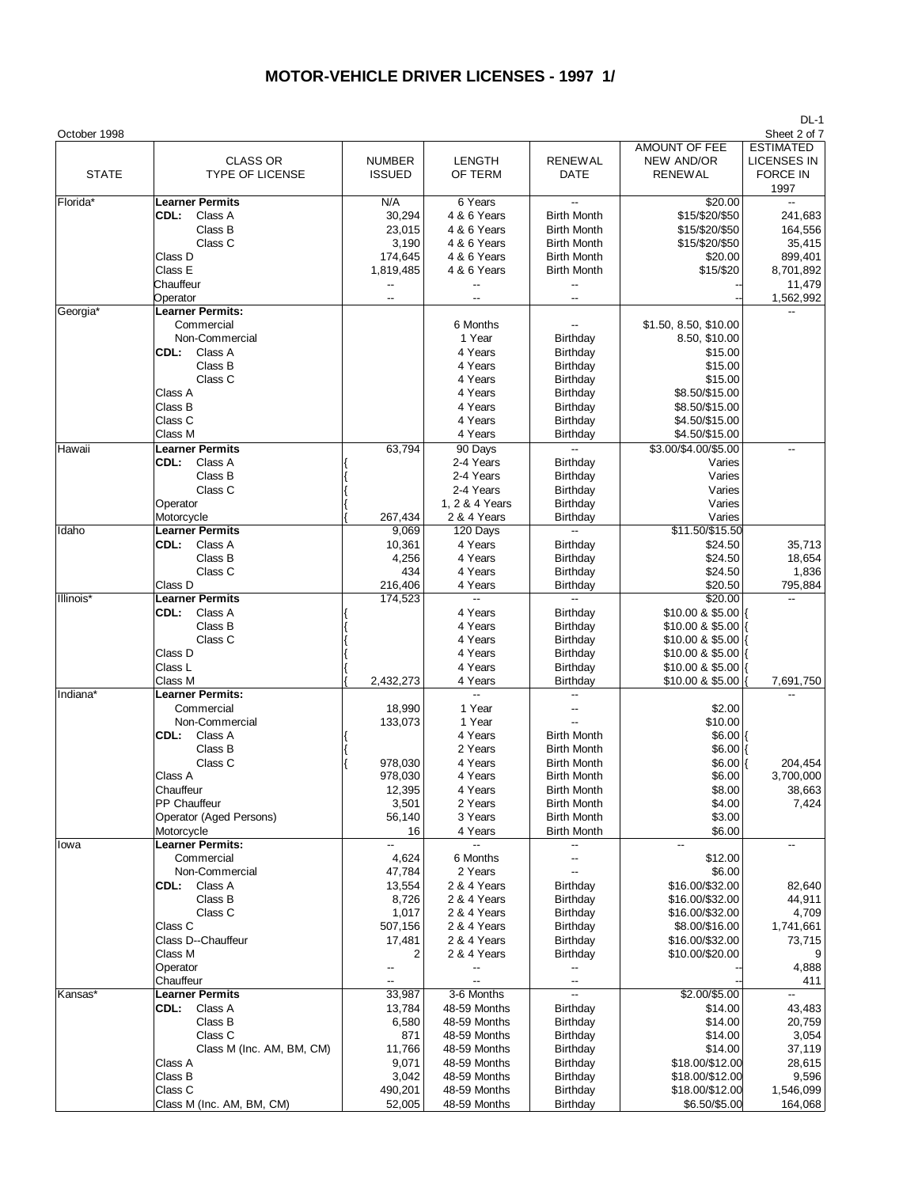# MOTOR-VEHICLE DRIVER LICENSES - 1997 1/

DL-1

October 1998

| STATE | CLASS OR TYPE OF LICENSE | NUMBER ISSUED | LENGTH OF TERM | RENEWAL DATE | AMOUNT OF FEE NEW AND/OR RENEWAL | ESTIMATED LICENSES IN FORCE IN 1997 |
|---|---|---|---|---|---|---|
| Florida* | **Learner Permits** | N/A | 6 Years | -- | $20.00 | -- |
| | **CDL:** Class A | 30,294 | 4 & 6 Years | Birth Month | $15/$20/$50 | 241,683 |
| | Class B | 23,015 | 4 & 6 Years | Birth Month | $15/$20/$50 | 164,556 |
| | Class C | 3,190 | 4 & 6 Years | Birth Month | $15/$20/$50 | 35,415 |
| | Class D | 174,645 | 4 & 6 Years | Birth Month | $20.00 | 899,401 |
| | Class E | 1,819,485 | 4 & 6 Years | Birth Month | $15/$20 | 8,701,892 |
| | Chauffeur | -- | -- | -- | -- | 11,479 |
| | Operator | -- | -- | -- | -- | 1,562,992 |
| Georgia* | **Learner Permits:** | | | | | -- |
| | Commercial | | 6 Months | -- | $1.50, 8.50, $10.00 | |
| | Non-Commercial | | 1 Year | Birthday | 8.50, $10.00 | |
| | **CDL:** Class A | | 4 Years | Birthday | $15.00 | |
| | Class B | | 4 Years | Birthday | $15.00 | |
| | Class C | | 4 Years | Birthday | $15.00 | |
| | Class A | | 4 Years | Birthday | $8.50/$15.00 | |
| | Class B | | 4 Years | Birthday | $8.50/$15.00 | |
| | Class C | | 4 Years | Birthday | $4.50/$15.00 | |
| | Class M | | 4 Years | Birthday | $4.50/$15.00 | |
| Hawaii | **Learner Permits** | 63,794 | 90 Days | -- | $3.00/$4.00/$5.00 | -- |
| | **CDL:** Class A | { | 2-4 Years | Birthday | Varies | |
| | Class B | { | 2-4 Years | Birthday | Varies | |
| | Class C | { | 2-4 Years | Birthday | Varies | |
| | Operator | { | 1, 2 & 4 Years | Birthday | Varies | |
| | Motorcycle | { 267,434 | 2 & 4 Years | Birthday | Varies | |
| Idaho | **Learner Permits** | 9,069 | 120 Days | -- | $11.50/$15.50 | |
| | **CDL:** Class A | 10,361 | 4 Years | Birthday | $24.50 | 35,713 |
| | Class B | 4,256 | 4 Years | Birthday | $24.50 | 18,654 |
| | Class C | 434 | 4 Years | Birthday | $24.50 | 1,836 |
| | Class D | 216,406 | 4 Years | Birthday | $20.50 | 795,884 |
| Illinois* | **Learner Permits** | 174,523 | -- | -- | $20.00 | -- |
| | **CDL:** Class A | { | 4 Years | Birthday | $10.00 & $5.00 | { |
| | Class B | { | 4 Years | Birthday | $10.00 & $5.00 | { |
| | Class C | { | 4 Years | Birthday | $10.00 & $5.00 | { |
| | Class D | { | 4 Years | Birthday | $10.00 & $5.00 | { |
| | Class L | { | 4 Years | Birthday | $10.00 & $5.00 | { |
| | Class M | { 2,432,273 | 4 Years | Birthday | $10.00 & $5.00 | { 7,691,750 |
| Indiana* | **Learner Permits:** | | -- | -- | | -- |
| | Commercial | 18,990 | 1 Year | -- | $2.00 | |
| | Non-Commercial | 133,073 | 1 Year | -- | $10.00 | |
| | **CDL:** Class A | { | 4 Years | Birth Month | $6.00 | { |
| | Class B | { | 2 Years | Birth Month | $6.00 | { |
| | Class C | { 978,030 | 4 Years | Birth Month | $6.00 | { 204,454 |
| | Class A | 978,030 | 4 Years | Birth Month | $6.00 | 3,700,000 |
| | Chauffeur | 12,395 | 4 Years | Birth Month | $8.00 | 38,663 |
| | PP Chauffeur | 3,501 | 2 Years | Birth Month | $4.00 | 7,424 |
| | Operator (Aged Persons) | 56,140 | 3 Years | Birth Month | $3.00 | |
| | Motorcycle | 16 | 4 Years | Birth Month | $6.00 | |
| Iowa | **Learner Permits:** | -- | -- | -- | -- | -- |
| | Commercial | 4,624 | 6 Months | -- | $12.00 | |
| | Non-Commercial | 47,784 | 2 Years | -- | $6.00 | |
| | **CDL:** Class A | 13,554 | 2 & 4 Years | Birthday | $16.00/$32.00 | 82,640 |
| | Class B | 8,726 | 2 & 4 Years | Birthday | $16.00/$32.00 | 44,911 |
| | Class C | 1,017 | 2 & 4 Years | Birthday | $16.00/$32.00 | 4,709 |
| | Class C | 507,156 | 2 & 4 Years | Birthday | $8.00/$16.00 | 1,741,661 |
| | Class D--Chauffeur | 17,481 | 2 & 4 Years | Birthday | $16.00/$32.00 | 73,715 |
| | Class M | 2 | 2 & 4 Years | Birthday | $10.00/$20.00 | 9 |
| | Operator | -- | -- | -- | -- | 4,888 |
| | Chauffeur | -- | -- | -- | -- | 411 |
| Kansas* | **Learner Permits** | 33,987 | 3-6 Months | -- | $2.00/$5.00 | -- |
| | **CDL:** Class A | 13,784 | 48-59 Months | Birthday | $14.00 | 43,483 |
| | Class B | 6,580 | 48-59 Months | Birthday | $14.00 | 20,759 |
| | Class C | 871 | 48-59 Months | Birthday | $14.00 | 3,054 |
| | Class M (Inc. AM, BM, CM) | 11,766 | 48-59 Months | Birthday | $14.00 | 37,119 |
| | Class A | 9,071 | 48-59 Months | Birthday | $18.00/$12.00 | 28,615 |
| | Class B | 3,042 | 48-59 Months | Birthday | $18.00/$12.00 | 9,596 |
| | Class C | 490,201 | 48-59 Months | Birthday | $18.00/$12.00 | 1,546,099 |
| | Class M (Inc. AM, BM, CM) | 52,005 | 48-59 Months | Birthday | $6.50/$5.00 | 164,068 |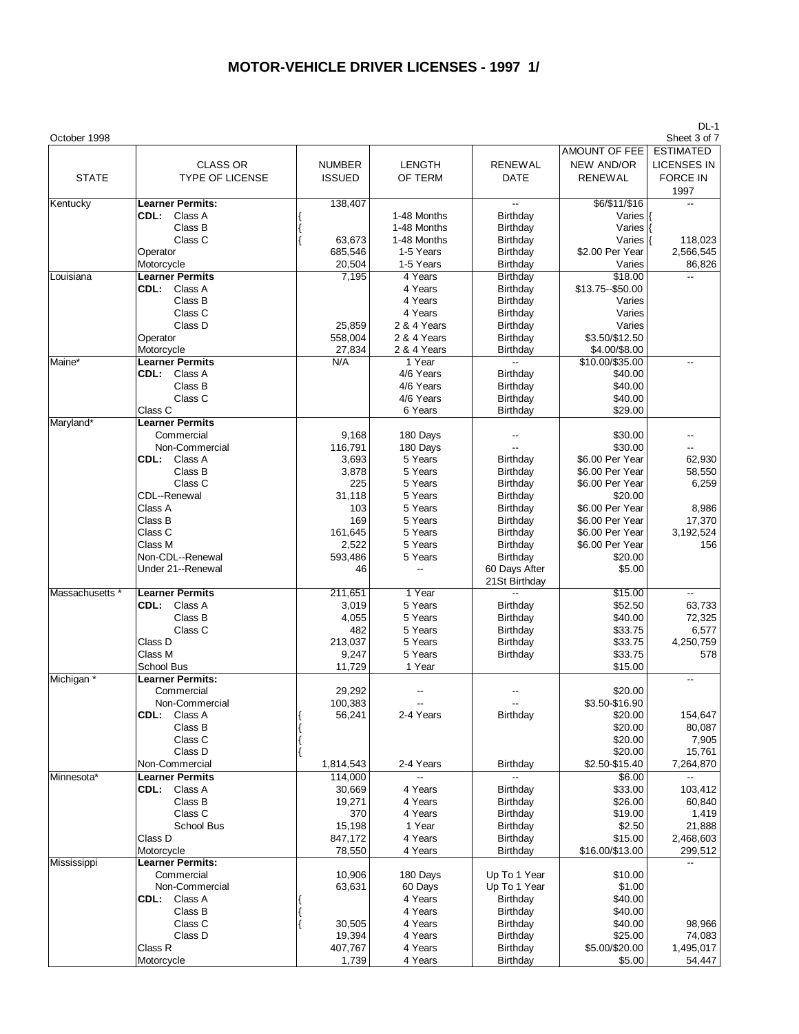# MOTOR-VEHICLE DRIVER LICENSES - 1997 1/

October 1998

DL-1

| STATE | CLASS OR TYPE OF LICENSE | NUMBER ISSUED | LENGTH OF TERM | RENEWAL DATE | AMOUNT OF FEE NEW AND/OR RENEWAL | ESTIMATED LICENSES IN FORCE IN 1997 |
|---|---|---|---|---|---|---|
| Kentucky | **Learner Permits:** | 138,407 | | -- | $6/$11/$16 | -- |
| | **CDL:** Class A | { | 1-48 Months | Birthday | Varies | { |
| | Class B | { | 1-48 Months | Birthday | Varies | { |
| | Class C | { 63,673 | 1-48 Months | Birthday | Varies | { 118,023 |
| | Operator | 685,546 | 1-5 Years | Birthday | $2.00 Per Year | 2,566,545 |
| | Motorcycle | 20,504 | 1-5 Years | Birthday | Varies | 86,826 |
| Louisiana | **Learner Permits** | 7,195 | 4 Years | Birthday | $18.00 | -- |
| | **CDL:** Class A | | 4 Years | Birthday | $13.75--$50.00 | |
| | Class B | | 4 Years | Birthday | Varies | |
| | Class C | | 4 Years | Birthday | Varies | |
| | Class D | 25,859 | 2 & 4 Years | Birthday | Varies | |
| | Operator | 558,004 | 2 & 4 Years | Birthday | $3.50/$12.50 | |
| | Motorcycle | 27,834 | 2 & 4 Years | Birthday | $4.00/$8.00 | |
| Maine* | **Learner Permits** | N/A | 1 Year | -- | $10.00/$35.00 | -- |
| | **CDL:** Class A | | 4/6 Years | Birthday | $40.00 | |
| | Class B | | 4/6 Years | Birthday | $40.00 | |
| | Class C | | 4/6 Years | Birthday | $40.00 | |
| | Class C | | 6 Years | Birthday | $29.00 | |
| Maryland* | **Learner Permits** | | | | | |
| | Commercial | 9,168 | 180 Days | -- | $30.00 | -- |
| | Non-Commercial | 116,791 | 180 Days | -- | $30.00 | -- |
| | **CDL:** Class A | 3,693 | 5 Years | Birthday | $6.00 Per Year | 62,930 |
| | Class B | 3,878 | 5 Years | Birthday | $6.00 Per Year | 58,550 |
| | Class C | 225 | 5 Years | Birthday | $6.00 Per Year | 6,259 |
| | CDL--Renewal | 31,118 | 5 Years | Birthday | $20.00 | |
| | Class A | 103 | 5 Years | Birthday | $6.00 Per Year | 8,986 |
| | Class B | 169 | 5 Years | Birthday | $6.00 Per Year | 17,370 |
| | Class C | 161,645 | 5 Years | Birthday | $6.00 Per Year | 3,192,524 |
| | Class M | 2,522 | 5 Years | Birthday | $6.00 Per Year | 156 |
| | Non-CDL--Renewal | 593,486 | 5 Years | Birthday | $20.00 | |
| | Under 21--Renewal | 46 | -- | 60 Days After 21St Birthday | $5.00 | |
| Massachusetts * | **Learner Permits** | 211,651 | 1 Year | -- | $15.00 | -- |
| | **CDL:** Class A | 3,019 | 5 Years | Birthday | $52.50 | 63,733 |
| | Class B | 4,055 | 5 Years | Birthday | $40.00 | 72,325 |
| | Class C | 482 | 5 Years | Birthday | $33.75 | 6,577 |
| | Class D | 213,037 | 5 Years | Birthday | $33.75 | 4,250,759 |
| | Class M | 9,247 | 5 Years | Birthday | $33.75 | 578 |
| | School Bus | 11,729 | 1 Year | | $15.00 | |
| Michigan * | **Learner Permits:** | | | | | -- |
| | Commercial | 29,292 | -- | -- | $20.00 | |
| | Non-Commercial | 100,383 | -- | -- | $3.50-$16.90 | |
| | **CDL:** Class A | { 56,241 | 2-4 Years | Birthday | $20.00 | 154,647 |
| | Class B | { | | | $20.00 | 80,087 |
| | Class C | { | | | $20.00 | 7,905 |
| | Class D | { | | | $20.00 | 15,761 |
| | Non-Commercial | 1,814,543 | 2-4 Years | Birthday | $2.50-$15.40 | 7,264,870 |
| Minnesota* | **Learner Permits** | 114,000 | -- | -- | $6.00 | -- |
| | **CDL:** Class A | 30,669 | 4 Years | Birthday | $33.00 | 103,412 |
| | Class B | 19,271 | 4 Years | Birthday | $26.00 | 60,840 |
| | Class C | 370 | 4 Years | Birthday | $19.00 | 1,419 |
| | School Bus | 15,198 | 1 Year | Birthday | $2.50 | 21,888 |
| | Class D | 847,172 | 4 Years | Birthday | $15.00 | 2,468,603 |
| | Motorcycle | 78,550 | 4 Years | Birthday | $16.00/$13.00 | 299,512 |
| Mississippi | **Learner Permits:** | | | | | -- |
| | Commercial | 10,906 | 180 Days | Up To 1 Year | $10.00 | |
| | Non-Commercial | 63,631 | 60 Days | Up To 1 Year | $1.00 | |
| | **CDL:** Class A | { | 4 Years | Birthday | $40.00 | |
| | Class B | { | 4 Years | Birthday | $40.00 | |
| | Class C | { 30,505 | 4 Years | Birthday | $40.00 | 98,966 |
| | Class D | 19,394 | 4 Years | Birthday | $25.00 | 74,083 |
| | Class R | 407,767 | 4 Years | Birthday | $5.00/$20.00 | 1,495,017 |
| | Motorcycle | 1,739 | 4 Years | Birthday | $5.00 | 54,447 |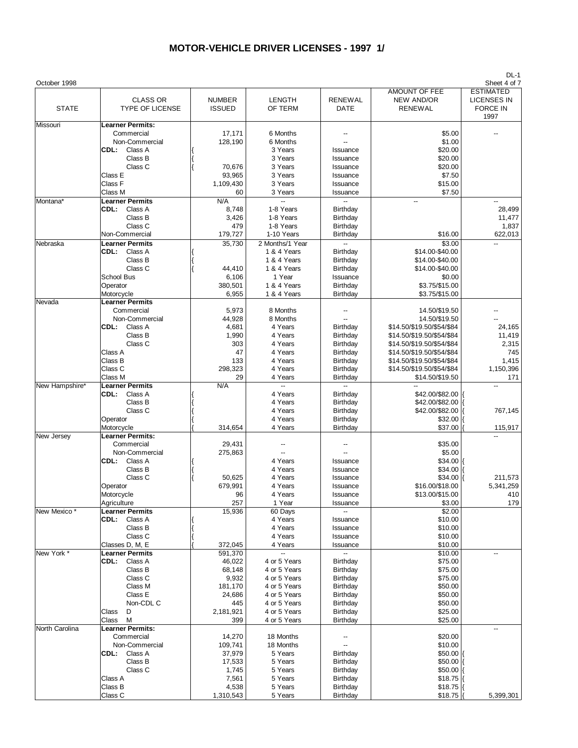# MOTOR-VEHICLE DRIVER LICENSES - 1997 1/

October 1998

DL-1
Sheet 4 of 7

| STATE | CLASS OR TYPE OF LICENSE | NUMBER ISSUED | LENGTH OF TERM | RENEWAL DATE | AMOUNT OF FEE NEW AND/OR RENEWAL | ESTIMATED LICENSES IN FORCE IN 1997 |
|---|---|---|---|---|---|---|
| Missouri | **Learner Permits:** | | | | | |
| | Commercial | 17,171 | 6 Months | -- | $5.00 | -- |
| | Non-Commercial | 128,190 | 6 Months | -- | $1.00 | |
| | **CDL:** Class A | { | 3 Years | Issuance | $20.00 | |
| | Class B | { | 3 Years | Issuance | $20.00 | |
| | Class C | { 70,676 | 3 Years | Issuance | $20.00 | |
| | Class E | 93,965 | 3 Years | Issuance | $7.50 | |
| | Class F | 1,109,430 | 3 Years | Issuance | $15.00 | |
| | Class M | 60 | 3 Years | Issuance | $7.50 | |
| Montana* | **Learner Permits** | N/A | -- | -- | -- | -- |
| | **CDL:** Class A | 8,748 | 1-8 Years | Birthday | | 28,499 |
| | Class B | 3,426 | 1-8 Years | Birthday | | 11,477 |
| | Class C | 479 | 1-8 Years | Birthday | | 1,837 |
| | Non-Commercial | 179,727 | 1-10 Years | Birthday | $16.00 | 622,013 |
| Nebraska | **Learner Permits** | 35,730 | 2 Months/1 Year | -- | $3.00 | -- |
| | **CDL:** Class A | { | 1 & 4 Years | Birthday | $14.00-$40.00 | |
| | Class B | { | 1 & 4 Years | Birthday | $14.00-$40.00 | |
| | Class C | { 44,410 | 1 & 4 Years | Birthday | $14.00-$40.00 | |
| | School Bus | 6,106 | 1 Year | Issuance | $0.00 | |
| | Operator | 380,501 | 1 & 4 Years | Birthday | $3.75/$15.00 | |
| | Motorcycle | 6,955 | 1 & 4 Years | Birthday | $3.75/$15.00 | |
| Nevada | **Learner Permits** | | | | | |
| | Commercial | 5,973 | 8 Months | -- | 14.50/$19.50 | -- |
| | Non-Commercial | 44,928 | 8 Months | -- | 14.50/$19.50 | -- |
| | **CDL:** Class A | 4,681 | 4 Years | Birthday | $14.50/$19.50/$54/$84 | 24,165 |
| | Class B | 1,990 | 4 Years | Birthday | $14.50/$19.50/$54/$84 | 11,419 |
| | Class C | 303 | 4 Years | Birthday | $14.50/$19.50/$54/$84 | 2,315 |
| | Class A | 47 | 4 Years | Birthday | $14.50/$19.50/$54/$84 | 745 |
| | Class B | 133 | 4 Years | Birthday | $14.50/$19.50/$54/$84 | 1,415 |
| | Class C | 298,323 | 4 Years | Birthday | $14.50/$19.50/$54/$84 | 1,150,396 |
| | Class M | 29 | 4 Years | Birthday | $14.50/$19.50 | 171 |
| New Hampshire* | **Learner Permits** | N/A | -- | -- | -- | -- |
| | **CDL:** Class A | { | 4 Years | Birthday | $42.00/$82.00 { | |
| | Class B | { | 4 Years | Birthday | $42.00/$82.00 { | |
| | Class C | { | 4 Years | Birthday | $42.00/$82.00 { | 767,145 |
| | Operator | { | 4 Years | Birthday | $32.00 { | |
| | Motorcycle | { 314,654 | 4 Years | Birthday | $37.00 { | 115,917 |
| New Jersey | **Learner Permits:** | | | | | -- |
| | Commercial | 29,431 | -- | -- | $35.00 | |
| | Non-Commercial | 275,863 | -- | -- | $5.00 | |
| | **CDL:** Class A | { | 4 Years | Issuance | $34.00 { | |
| | Class B | { | 4 Years | Issuance | $34.00 { | |
| | Class C | { 50,625 | 4 Years | Issuance | $34.00 { | 211,573 |
| | Operator | 679,991 | 4 Years | Issuance | $16.00/$18.00 | 5,341,259 |
| | Motorcycle | 96 | 4 Years | Issuance | $13.00/$15.00 | 410 |
| | Agriculture | 257 | 1 Year | Issuance | $3.00 | 179 |
| New Mexico * | **Learner Permits** | 15,936 | 60 Days | -- | $2.00 | |
| | **CDL:** Class A | { | 4 Years | Issuance | $10.00 | |
| | Class B | { | 4 Years | Issuance | $10.00 | |
| | Class C | { | 4 Years | Issuance | $10.00 | |
| | Classes D, M, E | { 372,045 | 4 Years | Issuance | $10.00 | |
| New York * | **Learner Permits** | 591,370 | -- | -- | $10.00 | -- |
| | **CDL:** Class A | 46,022 | 4 or 5 Years | Birthday | $75.00 | |
| | Class B | 68,148 | 4 or 5 Years | Birthday | $75.00 | |
| | Class C | 9,932 | 4 or 5 Years | Birthday | $75.00 | |
| | Class M | 181,170 | 4 or 5 Years | Birthday | $50.00 | |
| | Class E | 24,686 | 4 or 5 Years | Birthday | $50.00 | |
| | Non-CDL C | 445 | 4 or 5 Years | Birthday | $50.00 | |
| | Class D | 2,181,921 | 4 or 5 Years | Birthday | $25.00 | |
| | Class M | 399 | 4 or 5 Years | Birthday | $25.00 | |
| North Carolina | **Learner Permits:** | | | | | -- |
| | Commercial | 14,270 | 18 Months | -- | $20.00 | |
| | Non-Commercial | 109,741 | 18 Months | -- | $10.00 | |
| | **CDL:** Class A | 37,979 | 5 Years | Birthday | $50.00 { | |
| | Class B | 17,533 | 5 Years | Birthday | $50.00 { | |
| | Class C | 1,745 | 5 Years | Birthday | $50.00 { | |
| | Class A | 7,561 | 5 Years | Birthday | $18.75 { | |
| | Class B | 4,538 | 5 Years | Birthday | $18.75 { | |
| | Class C | 1,310,543 | 5 Years | Birthday | $18.75 { | 5,399,301 |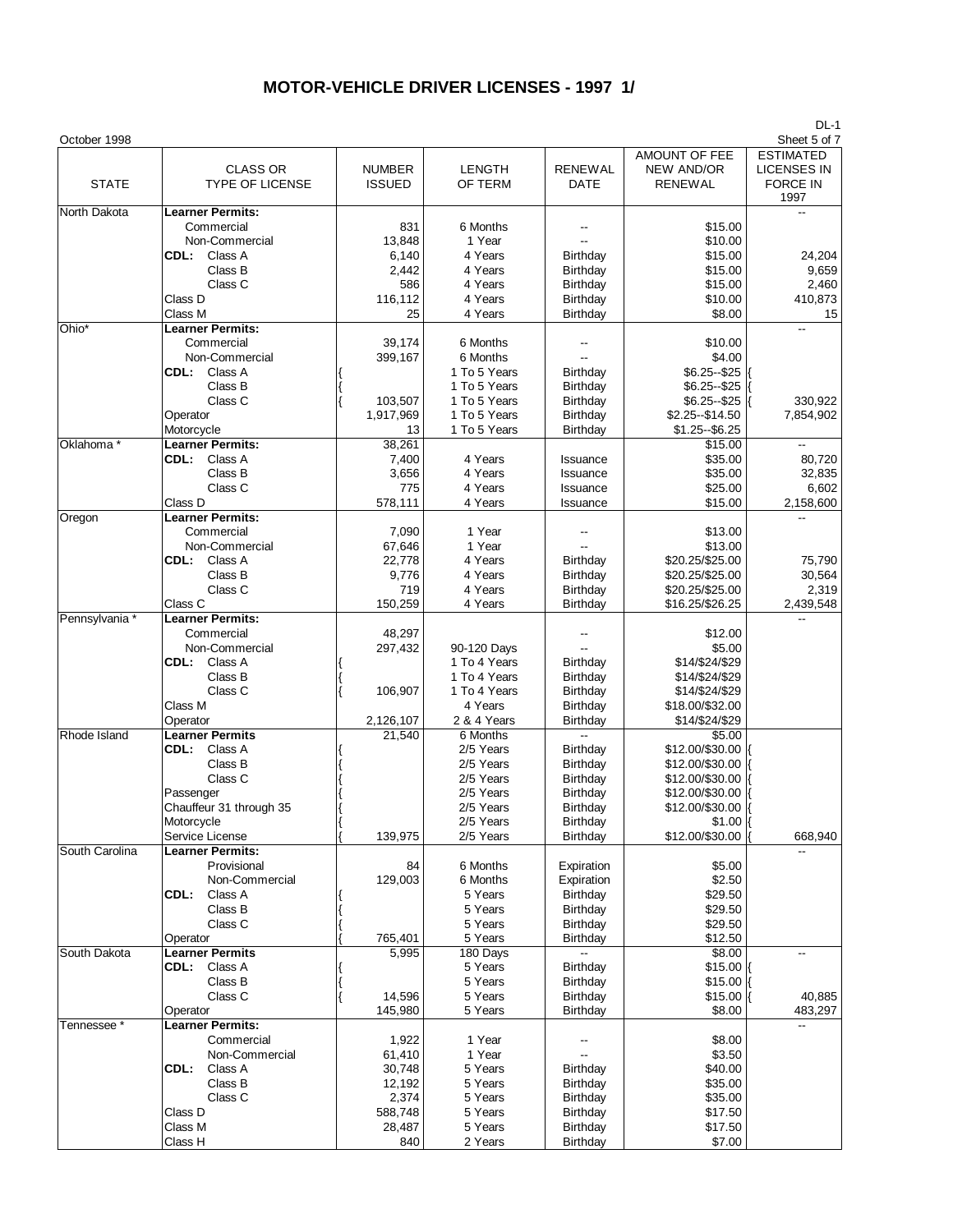# MOTOR-VEHICLE DRIVER LICENSES - 1997 1/

DL-1

October 1998

| STATE | CLASS OR TYPE OF LICENSE | NUMBER ISSUED | LENGTH OF TERM | RENEWAL DATE | AMOUNT OF FEE NEW AND/OR RENEWAL | ESTIMATED LICENSES IN FORCE IN 1997 |
|---|---|---|---|---|---|---|
| North Dakota | **Learner Permits:** | | | | | -- |
| | Commercial | 831 | 6 Months | -- | $15.00 | |
| | Non-Commercial | 13,848 | 1 Year | -- | $10.00 | |
| | **CDL:** Class A | 6,140 | 4 Years | Birthday | $15.00 | 24,204 |
| | Class B | 2,442 | 4 Years | Birthday | $15.00 | 9,659 |
| | Class C | 586 | 4 Years | Birthday | $15.00 | 2,460 |
| | Class D | 116,112 | 4 Years | Birthday | $10.00 | 410,873 |
| | Class M | 25 | 4 Years | Birthday | $8.00 | 15 |
| Ohio* | **Learner Permits:** | | | | | -- |
| | Commercial | 39,174 | 6 Months | -- | $10.00 | |
| | Non-Commercial | 399,167 | 6 Months | -- | $4.00 | |
| | **CDL:** Class A | { | 1 To 5 Years | Birthday | $6.25--$25 | { |
| | Class B | { | 1 To 5 Years | Birthday | $6.25--$25 | { |
| | Class C | { 103,507 | 1 To 5 Years | Birthday | $6.25--$25 | { 330,922 |
| | Operator | 1,917,969 | 1 To 5 Years | Birthday | $2.25--$14.50 | 7,854,902 |
| | Motorcycle | 13 | 1 To 5 Years | Birthday | $1.25--$6.25 | |
| Oklahoma * | **Learner Permits:** | 38,261 | | | $15.00 | -- |
| | **CDL:** Class A | 7,400 | 4 Years | Issuance | $35.00 | 80,720 |
| | Class B | 3,656 | 4 Years | Issuance | $35.00 | 32,835 |
| | Class C | 775 | 4 Years | Issuance | $25.00 | 6,602 |
| | Class D | 578,111 | 4 Years | Issuance | $15.00 | 2,158,600 |
| Oregon | **Learner Permits:** | | | | | -- |
| | Commercial | 7,090 | 1 Year | -- | $13.00 | |
| | Non-Commercial | 67,646 | 1 Year | -- | $13.00 | |
| | **CDL:** Class A | 22,778 | 4 Years | Birthday | $20.25/$25.00 | 75,790 |
| | Class B | 9,776 | 4 Years | Birthday | $20.25/$25.00 | 30,564 |
| | Class C | 719 | 4 Years | Birthday | $20.25/$25.00 | 2,319 |
| | Class C | 150,259 | 4 Years | Birthday | $16.25/$26.25 | 2,439,548 |
| Pennsylvania * | **Learner Permits:** | | | | | -- |
| | Commercial | 48,297 | | -- | $12.00 | |
| | Non-Commercial | 297,432 | 90-120 Days | -- | $5.00 | |
| | **CDL:** Class A | { | 1 To 4 Years | Birthday | $14/$24/$29 | |
| | Class B | { | 1 To 4 Years | Birthday | $14/$24/$29 | |
| | Class C | { 106,907 | 1 To 4 Years | Birthday | $14/$24/$29 | |
| | Class M | | 4 Years | Birthday | $18.00/$32.00 | |
| | Operator | 2,126,107 | 2 & 4 Years | Birthday | $14/$24/$29 | |
| Rhode Island | **Learner Permits** | 21,540 | 6 Months | -- | $5.00 | |
| | **CDL:** Class A | { | 2/5 Years | Birthday | $12.00/$30.00 | { |
| | Class B | { | 2/5 Years | Birthday | $12.00/$30.00 | { |
| | Class C | { | 2/5 Years | Birthday | $12.00/$30.00 | { |
| | Passenger | { | 2/5 Years | Birthday | $12.00/$30.00 | { |
| | Chauffeur 31 through 35 | { | 2/5 Years | Birthday | $12.00/$30.00 | { |
| | Motorcycle | { | 2/5 Years | Birthday | $1.00 | { |
| | Service License | { 139,975 | 2/5 Years | Birthday | $12.00/$30.00 | { 668,940 |
| South Carolina | **Learner Permits:** | | | | | -- |
| | Provisional | 84 | 6 Months | Expiration | $5.00 | |
| | Non-Commercial | 129,003 | 6 Months | Expiration | $2.50 | |
| | **CDL:** Class A | { | 5 Years | Birthday | $29.50 | |
| | Class B | { | 5 Years | Birthday | $29.50 | |
| | Class C | { | 5 Years | Birthday | $29.50 | |
| | Operator | { 765,401 | 5 Years | Birthday | $12.50 | |
| South Dakota | **Learner Permits** | 5,995 | 180 Days | -- | $8.00 | -- |
| | **CDL:** Class A | { | 5 Years | Birthday | $15.00 | { |
| | Class B | { | 5 Years | Birthday | $15.00 | { |
| | Class C | { 14,596 | 5 Years | Birthday | $15.00 | { 40,885 |
| | Operator | 145,980 | 5 Years | Birthday | $8.00 | 483,297 |
| Tennessee * | **Learner Permits:** | | | | | -- |
| | Commercial | 1,922 | 1 Year | -- | $8.00 | |
| | Non-Commercial | 61,410 | 1 Year | -- | $3.50 | |
| | **CDL:** Class A | 30,748 | 5 Years | Birthday | $40.00 | |
| | Class B | 12,192 | 5 Years | Birthday | $35.00 | |
| | Class C | 2,374 | 5 Years | Birthday | $35.00 | |
| | Class D | 588,748 | 5 Years | Birthday | $17.50 | |
| | Class M | 28,487 | 5 Years | Birthday | $17.50 | |
| | Class H | 840 | 2 Years | Birthday | $7.00 | |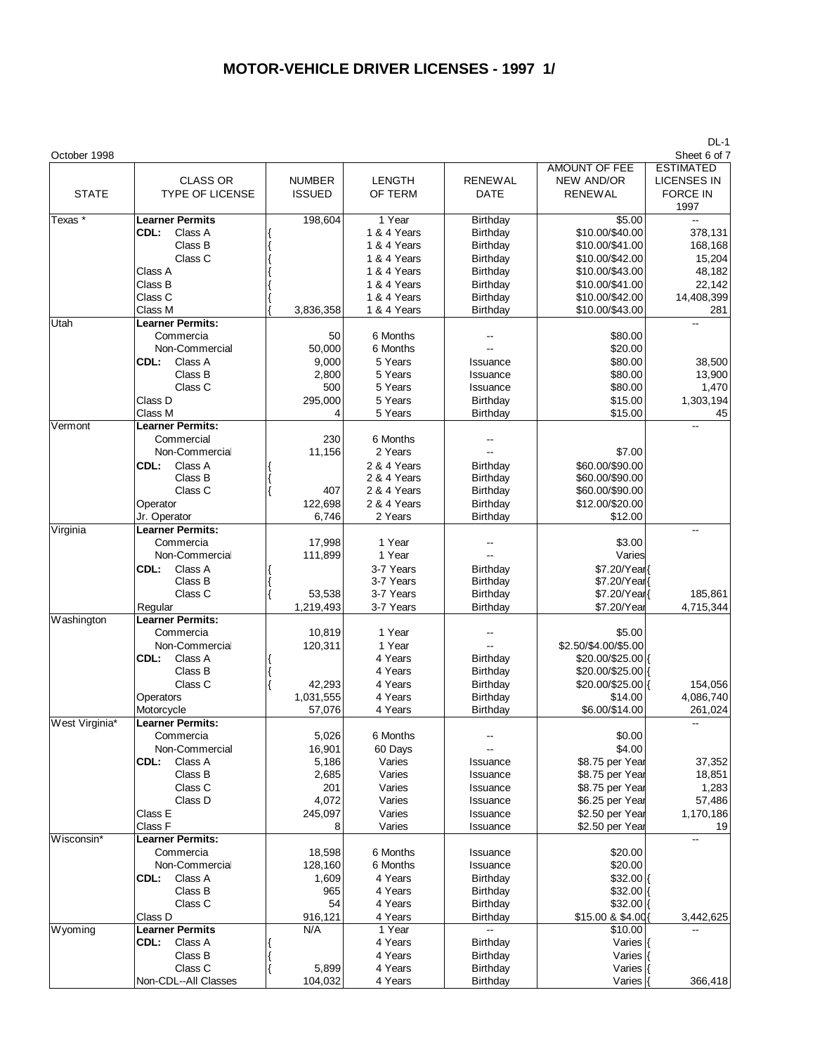# MOTOR-VEHICLE DRIVER LICENSES - 1997 1/

October 1998

DL-1
Sheet 6 of 7

| STATE | CLASS OR TYPE OF LICENSE | NUMBER ISSUED | LENGTH OF TERM | RENEWAL DATE | AMOUNT OF FEE NEW AND/OR RENEWAL | ESTIMATED LICENSES IN FORCE IN 1997 |
|---|---|---|---|---|---|---|
| Texas * | **Learner Permits** | 198,604 | 1 Year | Birthday | $5.00 | -- |
| | **CDL:** Class A | { | 1 & 4 Years | Birthday | $10.00/$40.00 | 378,131 |
| | Class B | { | 1 & 4 Years | Birthday | $10.00/$41.00 | 168,168 |
| | Class C | { | 1 & 4 Years | Birthday | $10.00/$42.00 | 15,204 |
| | Class A | { | 1 & 4 Years | Birthday | $10.00/$43.00 | 48,182 |
| | Class B | { | 1 & 4 Years | Birthday | $10.00/$41.00 | 22,142 |
| | Class C | { | 1 & 4 Years | Birthday | $10.00/$42.00 | 14,408,399 |
| | Class M | { 3,836,358 | 1 & 4 Years | Birthday | $10.00/$43.00 | 281 |
| Utah | **Learner Permits:** | | | | | -- |
| | Commercia | 50 | 6 Months | -- | $80.00 | |
| | Non-Commercial | 50,000 | 6 Months | -- | $20.00 | |
| | **CDL:** Class A | 9,000 | 5 Years | Issuance | $80.00 | 38,500 |
| | Class B | 2,800 | 5 Years | Issuance | $80.00 | 13,900 |
| | Class C | 500 | 5 Years | Issuance | $80.00 | 1,470 |
| | Class D | 295,000 | 5 Years | Birthday | $15.00 | 1,303,194 |
| | Class M | 4 | 5 Years | Birthday | $15.00 | 45 |
| Vermont | **Learner Permits:** | | | | | -- |
| | Commercial | 230 | 6 Months | -- | | |
| | Non-Commercial | 11,156 | 2 Years | -- | $7.00 | |
| | **CDL:** Class A | { | 2 & 4 Years | Birthday | $60.00/$90.00 | |
| | Class B | { | 2 & 4 Years | Birthday | $60.00/$90.00 | |
| | Class C | { 407 | 2 & 4 Years | Birthday | $60.00/$90.00 | |
| | Operator | 122,698 | 2 & 4 Years | Birthday | $12.00/$20.00 | |
| | Jr. Operator | 6,746 | 2 Years | Birthday | $12.00 | |
| Virginia | **Learner Permits:** | | | | | -- |
| | Commercia | 17,998 | 1 Year | -- | $3.00 | |
| | Non-Commercial | 111,899 | 1 Year | -- | Varies | |
| | **CDL:** Class A | { | 3-7 Years | Birthday | $7.20/Year { | |
| | Class B | { | 3-7 Years | Birthday | $7.20/Year { | |
| | Class C | { 53,538 | 3-7 Years | Birthday | $7.20/Year { | 185,861 |
| | Regular | 1,219,493 | 3-7 Years | Birthday | $7.20/Year | 4,715,344 |
| Washington | **Learner Permits:** | | | | | |
| | Commercia | 10,819 | 1 Year | -- | $5.00 | |
| | Non-Commercial | 120,311 | 1 Year | -- | $2.50/$4.00/$5.00 | |
| | **CDL:** Class A | { | 4 Years | Birthday | $20.00/$25.00 { | |
| | Class B | { | 4 Years | Birthday | $20.00/$25.00 { | |
| | Class C | { 42,293 | 4 Years | Birthday | $20.00/$25.00 { | 154,056 |
| | Operators | 1,031,555 | 4 Years | Birthday | $14.00 | 4,086,740 |
| | Motorcycle | 57,076 | 4 Years | Birthday | $6.00/$14.00 | 261,024 |
| West Virginia* | **Learner Permits:** | | | | | -- |
| | Commercia | 5,026 | 6 Months | -- | $0.00 | |
| | Non-Commercial | 16,901 | 60 Days | -- | $4.00 | |
| | **CDL:** Class A | 5,186 | Varies | Issuance | $8.75 per Year | 37,352 |
| | Class B | 2,685 | Varies | Issuance | $8.75 per Year | 18,851 |
| | Class C | 201 | Varies | Issuance | $8.75 per Year | 1,283 |
| | Class D | 4,072 | Varies | Issuance | $6.25 per Year | 57,486 |
| | Class E | 245,097 | Varies | Issuance | $2.50 per Year | 1,170,186 |
| | Class F | 8 | Varies | Issuance | $2.50 per Year | 19 |
| Wisconsin* | **Learner Permits:** | | | | | -- |
| | Commercia | 18,598 | 6 Months | Issuance | $20.00 | |
| | Non-Commercial | 128,160 | 6 Months | Issuance | $20.00 | |
| | **CDL:** Class A | 1,609 | 4 Years | Birthday | $32.00 { | |
| | Class B | 965 | 4 Years | Birthday | $32.00 { | |
| | Class C | 54 | 4 Years | Birthday | $32.00 { | |
| | Class D | 916,121 | 4 Years | Birthday | $15.00 & $4.00 { | 3,442,625 |
| Wyoming | **Learner Permits** | N/A | 1 Year | -- | $10.00 | -- |
| | **CDL:** Class A | { | 4 Years | Birthday | Varies { | |
| | Class B | { | 4 Years | Birthday | Varies { | |
| | Class C | { 5,899 | 4 Years | Birthday | Varies { | |
| | Non-CDL--All Classes | 104,032 | 4 Years | Birthday | Varies { | 366,418 |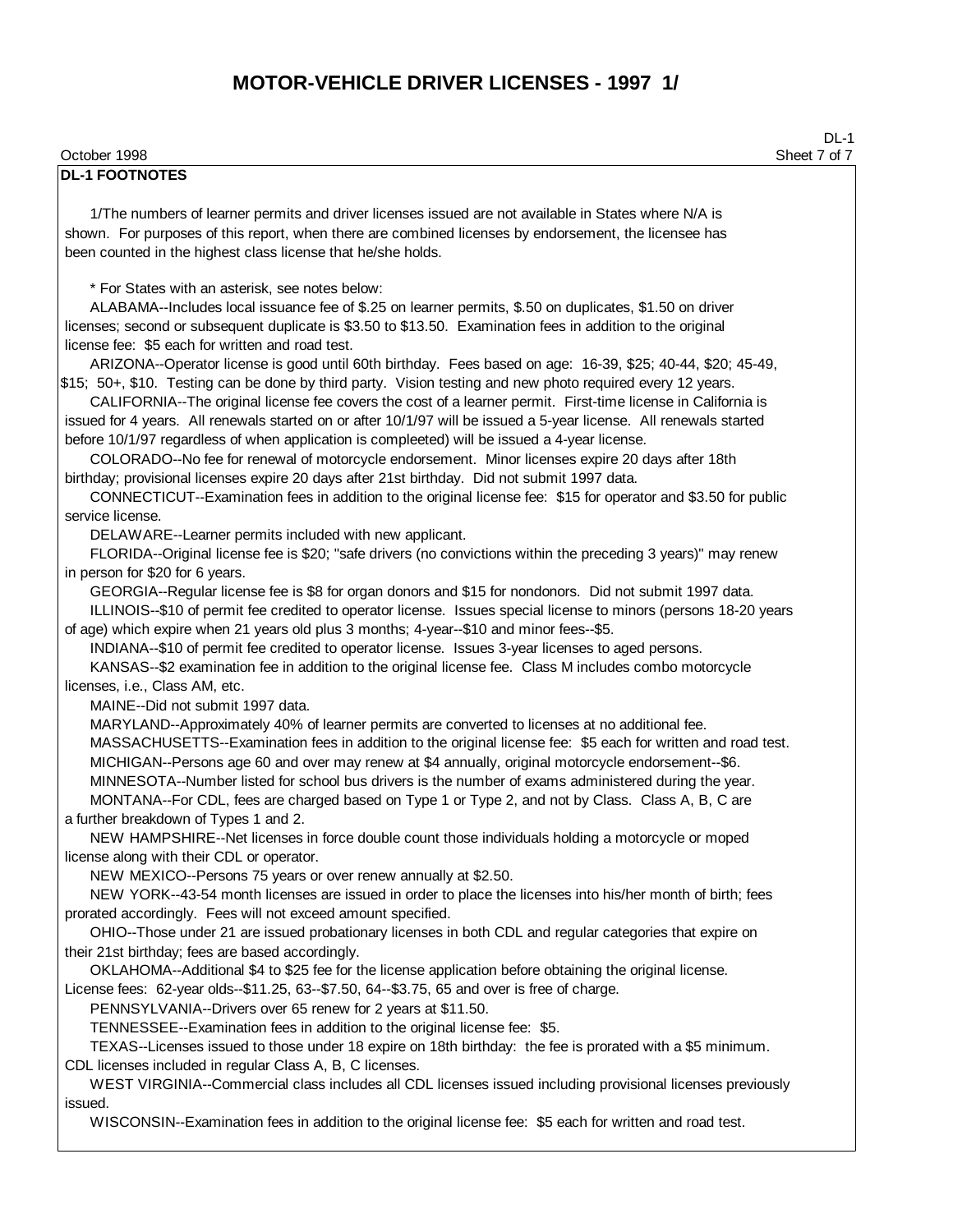# MOTOR-VEHICLE DRIVER LICENSES - 1997 1/

October 1998

DL-1

**DL-1 FOOTNOTES**

1/The numbers of learner permits and driver licenses issued are not available in States where N/A is shown. For purposes of this report, when there are combined licenses by endorsement, the licensee has been counted in the highest class license that he/she holds.

* For States with an asterisk, see notes below:

ALABAMA--Includes local issuance fee of $.25 on learner permits, $.50 on duplicates, $1.50 on driver licenses; second or subsequent duplicate is $3.50 to $13.50. Examination fees in addition to the original license fee: $5 each for written and road test.

ARIZONA--Operator license is good until 60th birthday. Fees based on age: 16-39, $25; 40-44, $20; 45-49, $15; 50+, $10. Testing can be done by third party. Vision testing and new photo required every 12 years.

CALIFORNIA--The original license fee covers the cost of a learner permit. First-time license in California is issued for 4 years. All renewals started on or after 10/1/97 will be issued a 5-year license. All renewals started before 10/1/97 regardless of when application is compleeted) will be issued a 4-year license.

COLORADO--No fee for renewal of motorcycle endorsement. Minor licenses expire 20 days after 18th birthday; provisional licenses expire 20 days after 21st birthday. Did not submit 1997 data.

CONNECTICUT--Examination fees in addition to the original license fee: $15 for operator and $3.50 for public service license.

DELAWARE--Learner permits included with new applicant.

FLORIDA--Original license fee is $20; "safe drivers (no convictions within the preceding 3 years)" may renew in person for $20 for 6 years.

GEORGIA--Regular license fee is $8 for organ donors and $15 for nondonors. Did not submit 1997 data.

ILLINOIS--$10 of permit fee credited to operator license. Issues special license to minors (persons 18-20 years of age) which expire when 21 years old plus 3 months; 4-year--$10 and minor fees--$5.

INDIANA--$10 of permit fee credited to operator license. Issues 3-year licenses to aged persons.

KANSAS--$2 examination fee in addition to the original license fee. Class M includes combo motorcycle licenses, i.e., Class AM, etc.

MAINE--Did not submit 1997 data.

MARYLAND--Approximately 40% of learner permits are converted to licenses at no additional fee.

MASSACHUSETTS--Examination fees in addition to the original license fee: $5 each for written and road test.

MICHIGAN--Persons age 60 and over may renew at $4 annually, original motorcycle endorsement--$6.

MINNESOTA--Number listed for school bus drivers is the number of exams administered during the year.

MONTANA--For CDL, fees are charged based on Type 1 or Type 2, and not by Class. Class A, B, C are a further breakdown of Types 1 and 2.

NEW HAMPSHIRE--Net licenses in force double count those individuals holding a motorcycle or moped license along with their CDL or operator.

NEW MEXICO--Persons 75 years or over renew annually at $2.50.

NEW YORK--43-54 month licenses are issued in order to place the licenses into his/her month of birth; fees prorated accordingly. Fees will not exceed amount specified.

OHIO--Those under 21 are issued probationary licenses in both CDL and regular categories that expire on their 21st birthday; fees are based accordingly.

OKLAHOMA--Additional $4 to $25 fee for the license application before obtaining the original license. License fees: 62-year olds--$11.25, 63--$7.50, 64--$3.75, 65 and over is free of charge.

PENNSYLVANIA--Drivers over 65 renew for 2 years at $11.50.

TENNESSEE--Examination fees in addition to the original license fee: $5.

TEXAS--Licenses issued to those under 18 expire on 18th birthday: the fee is prorated with a $5 minimum. CDL licenses included in regular Class A, B, C licenses.

WEST VIRGINIA--Commercial class includes all CDL licenses issued including provisional licenses previously issued.

WISCONSIN--Examination fees in addition to the original license fee: $5 each for written and road test.